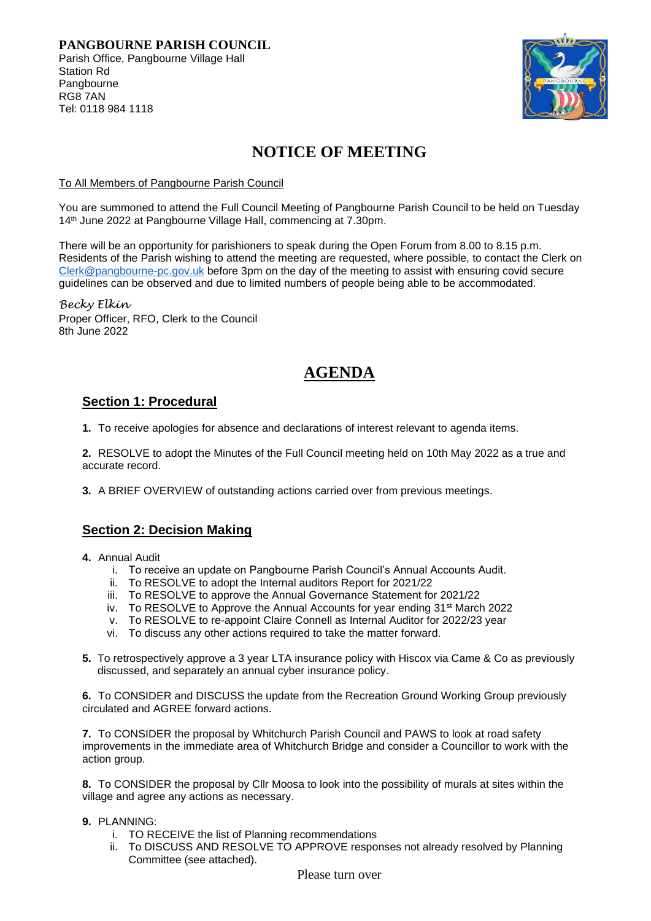**PANGBOURNE PARISH COUNCIL**
Parish Office, Pangbourne Village Hall
Station Rd
Pangbourne
RG8 7AN
Tel: 0118 984 1118

# NOTICE OF MEETING

To All Members of Pangbourne Parish Council

You are summoned to attend the Full Council Meeting of Pangbourne Parish Council to be held on Tuesday 14th June 2022 at Pangbourne Village Hall, commencing at 7.30pm.

There will be an opportunity for parishioners to speak during the Open Forum from 8.00 to 8.15 p.m. Residents of the Parish wishing to attend the meeting are requested, where possible, to contact the Clerk on Clerk@pangbourne-pc.gov.uk before 3pm on the day of the meeting to assist with ensuring covid secure guidelines can be observed and due to limited numbers of people being able to be accommodated.

*Becky Elkin*
Proper Officer, RFO, Clerk to the Council
8th June 2022

# AGENDA

## Section 1: Procedural

**1.** To receive apologies for absence and declarations of interest relevant to agenda items.

**2.** RESOLVE to adopt the Minutes of the Full Council meeting held on 10th May 2022 as a true and accurate record.

**3.** A BRIEF OVERVIEW of outstanding actions carried over from previous meetings.

## Section 2: Decision Making

**4.** Annual Audit
  i. To receive an update on Pangbourne Parish Council's Annual Accounts Audit.
  ii. To RESOLVE to adopt the Internal auditors Report for 2021/22
  iii. To RESOLVE to approve the Annual Governance Statement for 2021/22
  iv. To RESOLVE to Approve the Annual Accounts for year ending 31st March 2022
  v. To RESOLVE to re-appoint Claire Connell as Internal Auditor for 2022/23 year
  vi. To discuss any other actions required to take the matter forward.

**5.** To retrospectively approve a 3 year LTA insurance policy with Hiscox via Came & Co as previously discussed, and separately an annual cyber insurance policy.

**6.** To CONSIDER and DISCUSS the update from the Recreation Ground Working Group previously circulated and AGREE forward actions.

**7.** To CONSIDER the proposal by Whitchurch Parish Council and PAWS to look at road safety improvements in the immediate area of Whitchurch Bridge and consider a Councillor to work with the action group.

**8.** To CONSIDER the proposal by Cllr Moosa to look into the possibility of murals at sites within the village and agree any actions as necessary.

**9.** PLANNING:
  i. TO RECEIVE the list of Planning recommendations
  ii. To DISCUSS AND RESOLVE TO APPROVE responses not already resolved by Planning Committee (see attached).

Please turn over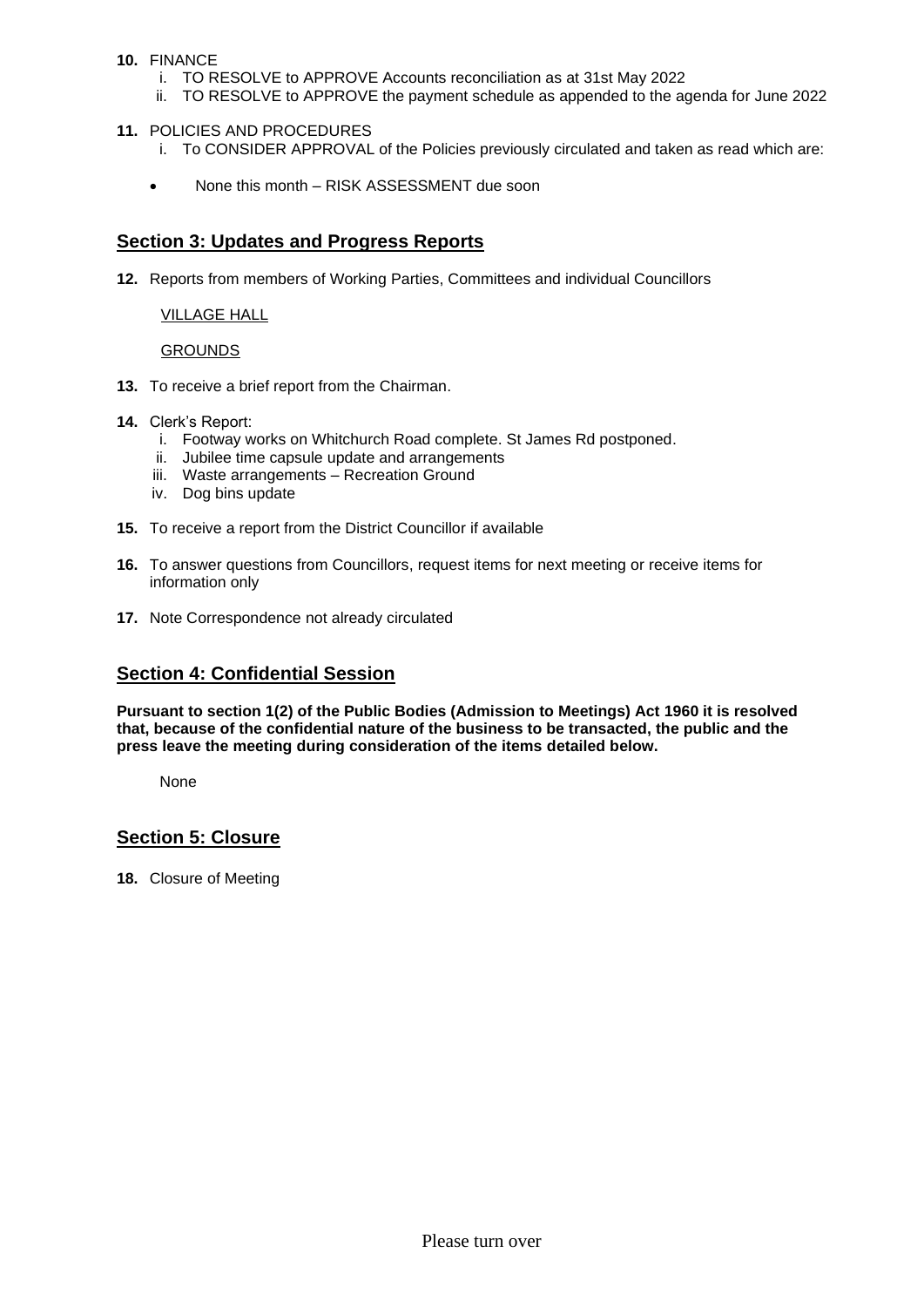**10.** FINANCE

i. TO RESOLVE to APPROVE Accounts reconciliation as at 31st May 2022
ii. TO RESOLVE to APPROVE the payment schedule as appended to the agenda for June 2022

**11.** POLICIES AND PROCEDURES

i. To CONSIDER APPROVAL of the Policies previously circulated and taken as read which are:

- None this month – RISK ASSESSMENT due soon

## Section 3: Updates and Progress Reports

**12.** Reports from members of Working Parties, Committees and individual Councillors

VILLAGE HALL

GROUNDS

**13.** To receive a brief report from the Chairman.

**14.** Clerk's Report:

i. Footway works on Whitchurch Road complete. St James Rd postponed.
ii. Jubilee time capsule update and arrangements
iii. Waste arrangements – Recreation Ground
iv. Dog bins update

**15.** To receive a report from the District Councillor if available

**16.** To answer questions from Councillors, request items for next meeting or receive items for information only

**17.** Note Correspondence not already circulated

## Section 4: Confidential Session

**Pursuant to section 1(2) of the Public Bodies (Admission to Meetings) Act 1960 it is resolved that, because of the confidential nature of the business to be transacted, the public and the press leave the meeting during consideration of the items detailed below.**

None

## Section 5: Closure

**18.** Closure of Meeting

Please turn over